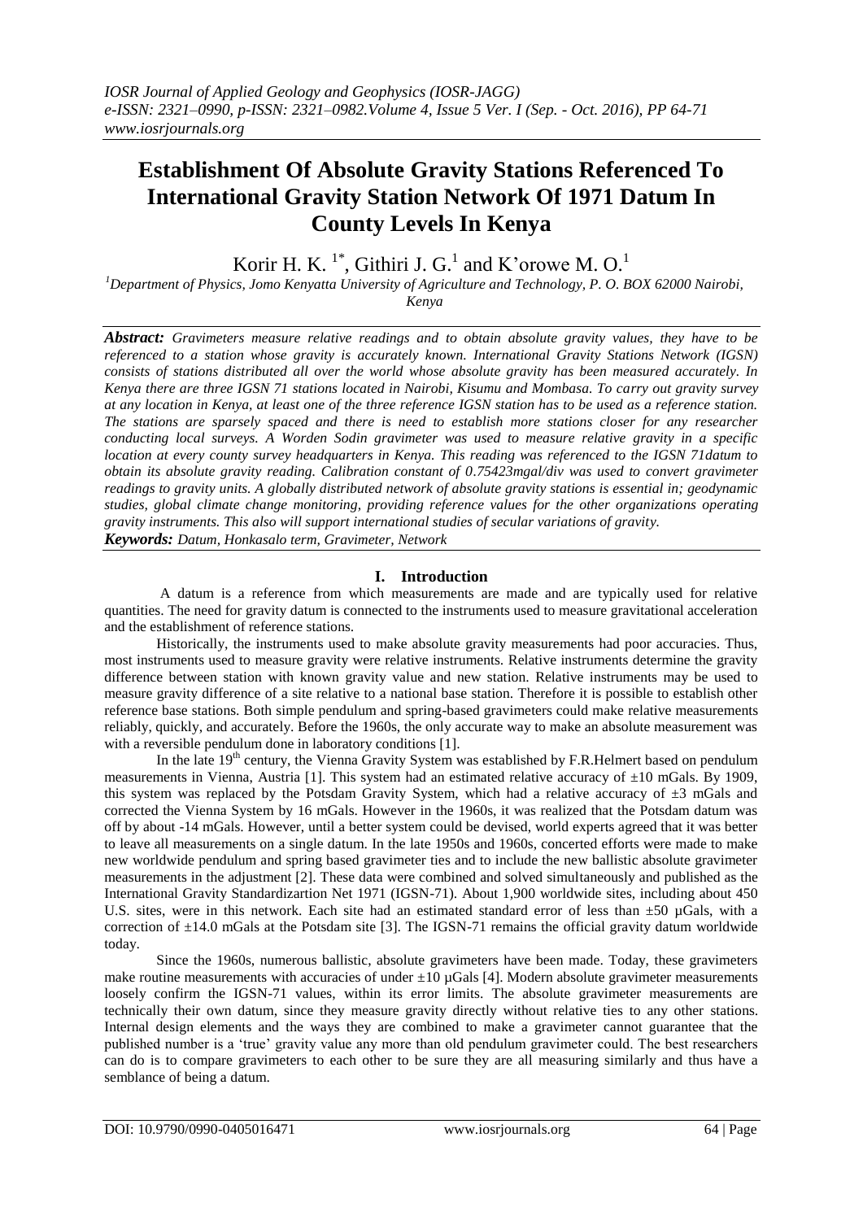# Establishment Of Absolute Gravity Stations Referenced To International Gravity Station Network Of 1971 Datum In County Levels In Kenya

Korir H. K. [1*], Githiri J. G.[1] and K'orowe M. O.[1]

[1]Department of Physics, Jomo Kenyatta University of Agriculture and Technology, P. O. BOX 62000 Nairobi, Kenya

***Abstract:*** *Gravimeters measure relative readings and to obtain absolute gravity values, they have to be referenced to a station whose gravity is accurately known. International Gravity Stations Network (IGSN) consists of stations distributed all over the world whose absolute gravity has been measured accurately. In Kenya there are three IGSN 71 stations located in Nairobi, Kisumu and Mombasa. To carry out gravity survey at any location in Kenya, at least one of the three reference IGSN station has to be used as a reference station. The stations are sparsely spaced and there is need to establish more stations closer for any researcher conducting local surveys. A Worden Sodin gravimeter was used to measure relative gravity in a specific location at every county survey headquarters in Kenya. This reading was referenced to the IGSN 71datum to obtain its absolute gravity reading. Calibration constant of 0.75423mgal/div was used to convert gravimeter readings to gravity units. A globally distributed network of absolute gravity stations is essential in; geodynamic studies, global climate change monitoring, providing reference values for the other organizations operating gravity instruments. This also will support international studies of secular variations of gravity.*

***Keywords:*** *Datum, Honkasalo term, Gravimeter, Network*

## I. Introduction

A datum is a reference from which measurements are made and are typically used for relative quantities. The need for gravity datum is connected to the instruments used to measure gravitational acceleration and the establishment of reference stations.

Historically, the instruments used to make absolute gravity measurements had poor accuracies. Thus, most instruments used to measure gravity were relative instruments. Relative instruments determine the gravity difference between station with known gravity value and new station. Relative instruments may be used to measure gravity difference of a site relative to a national base station. Therefore it is possible to establish other reference base stations. Both simple pendulum and spring-based gravimeters could make relative measurements reliably, quickly, and accurately. Before the 1960s, the only accurate way to make an absolute measurement was with a reversible pendulum done in laboratory conditions [1].

In the late 19th century, the Vienna Gravity System was established by F.R.Helmert based on pendulum measurements in Vienna, Austria [1]. This system had an estimated relative accuracy of ±10 mGals. By 1909, this system was replaced by the Potsdam Gravity System, which had a relative accuracy of ±3 mGals and corrected the Vienna System by 16 mGals. However in the 1960s, it was realized that the Potsdam datum was off by about -14 mGals. However, until a better system could be devised, world experts agreed that it was better to leave all measurements on a single datum. In the late 1950s and 1960s, concerted efforts were made to make new worldwide pendulum and spring based gravimeter ties and to include the new ballistic absolute gravimeter measurements in the adjustment [2]. These data were combined and solved simultaneously and published as the International Gravity Standardizartion Net 1971 (IGSN-71). About 1,900 worldwide sites, including about 450 U.S. sites, were in this network. Each site had an estimated standard error of less than ±50 µGals, with a correction of ±14.0 mGals at the Potsdam site [3]. The IGSN-71 remains the official gravity datum worldwide today.

Since the 1960s, numerous ballistic, absolute gravimeters have been made. Today, these gravimeters make routine measurements with accuracies of under ±10 µGals [4]. Modern absolute gravimeter measurements loosely confirm the IGSN-71 values, within its error limits. The absolute gravimeter measurements are technically their own datum, since they measure gravity directly without relative ties to any other stations. Internal design elements and the ways they are combined to make a gravimeter cannot guarantee that the published number is a 'true' gravity value any more than old pendulum gravimeter could. The best researchers can do is to compare gravimeters to each other to be sure they are all measuring similarly and thus have a semblance of being a datum.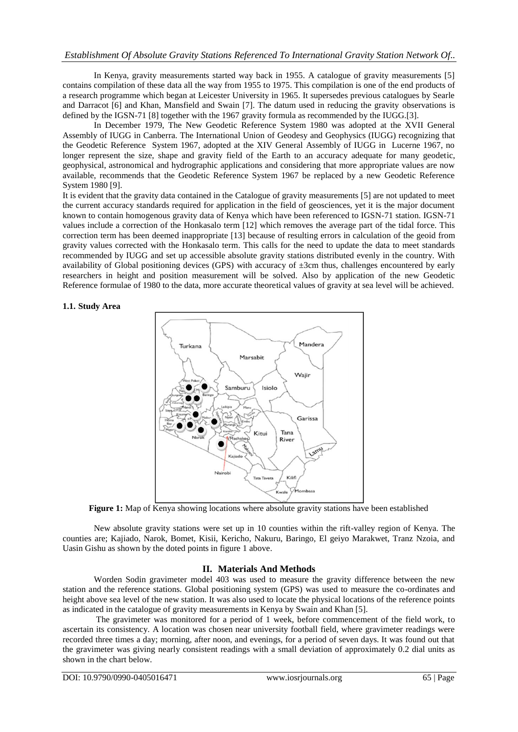In Kenya, gravity measurements started way back in 1955. A catalogue of gravity measurements [5] contains compilation of these data all the way from 1955 to 1975. This compilation is one of the end products of a research programme which began at Leicester University in 1965. It supersedes previous catalogues by Searle and Darracot [6] and Khan, Mansfield and Swain [7]. The datum used in reducing the gravity observations is defined by the IGSN-71 [8] together with the 1967 gravity formula as recommended by the IUGG.[3].

In December 1979, The New Geodetic Reference System 1980 was adopted at the XVII General Assembly of IUGG in Canberra. The International Union of Geodesy and Geophysics (IUGG) recognizing that the Geodetic Reference System 1967, adopted at the XIV General Assembly of IUGG in Lucerne 1967, no longer represent the size, shape and gravity field of the Earth to an accuracy adequate for many geodetic, geophysical, astronomical and hydrographic applications and considering that more appropriate values are now available, recommends that the Geodetic Reference System 1967 be replaced by a new Geodetic Reference System 1980 [9].

It is evident that the gravity data contained in the Catalogue of gravity measurements [5] are not updated to meet the current accuracy standards required for application in the field of geosciences, yet it is the major document known to contain homogenous gravity data of Kenya which have been referenced to IGSN-71 station. IGSN-71 values include a correction of the Honkasalo term [12] which removes the average part of the tidal force. This correction term has been deemed inappropriate [13] because of resulting errors in calculation of the geoid from gravity values corrected with the Honkasalo term. This calls for the need to update the data to meet standards recommended by IUGG and set up accessible absolute gravity stations distributed evenly in the country. With availability of Global positioning devices (GPS) with accuracy of ±3cm thus, challenges encountered by early researchers in height and position measurement will be solved. Also by application of the new Geodetic Reference formulae of 1980 to the data, more accurate theoretical values of gravity at sea level will be achieved.

### 1.1. Study Area

**Figure 1:** Map of Kenya showing locations where absolute gravity stations have been established

New absolute gravity stations were set up in 10 counties within the rift-valley region of Kenya. The counties are; Kajiado, Narok, Bomet, Kisii, Kericho, Nakuru, Baringo, El geiyo Marakwet, Tranz Nzoia, and Uasin Gishu as shown by the doted points in figure 1 above.

## II. Materials And Methods

Worden Sodin gravimeter model 403 was used to measure the gravity difference between the new station and the reference stations. Global positioning system (GPS) was used to measure the co-ordinates and height above sea level of the new station. It was also used to locate the physical locations of the reference points as indicated in the catalogue of gravity measurements in Kenya by Swain and Khan [5].

The gravimeter was monitored for a period of 1 week, before commencement of the field work, to ascertain its consistency. A location was chosen near university football field, where gravimeter readings were recorded three times a day; morning, after noon, and evenings, for a period of seven days. It was found out that the gravimeter was giving nearly consistent readings with a small deviation of approximately 0.2 dial units as shown in the chart below.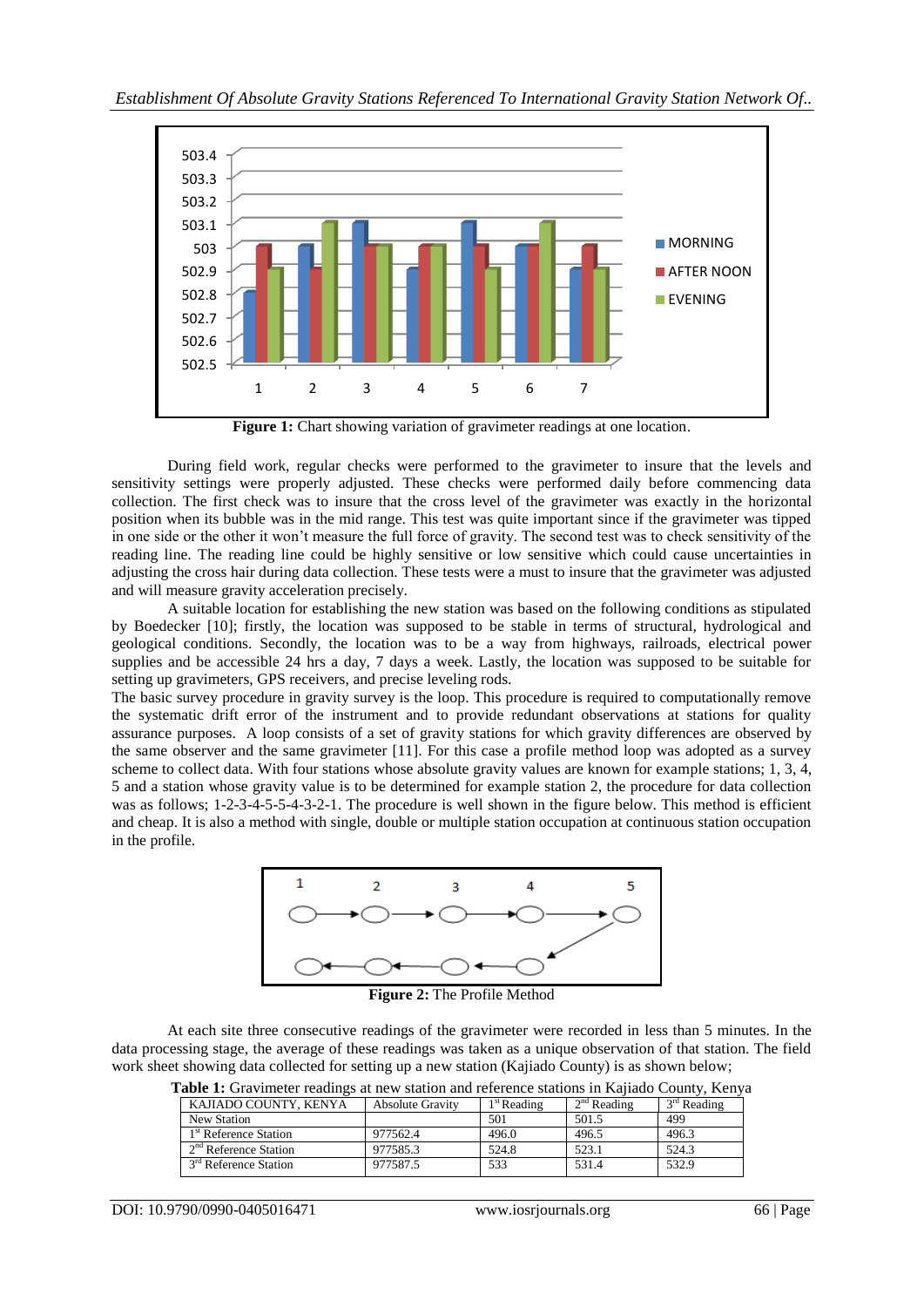**Figure 1:** Chart showing variation of gravimeter readings at one location.

During field work, regular checks were performed to the gravimeter to insure that the levels and sensitivity settings were properly adjusted. These checks were performed daily before commencing data collection. The first check was to insure that the cross level of the gravimeter was exactly in the horizontal position when its bubble was in the mid range. This test was quite important since if the gravimeter was tipped in one side or the other it won't measure the full force of gravity. The second test was to check sensitivity of the reading line. The reading line could be highly sensitive or low sensitive which could cause uncertainties in adjusting the cross hair during data collection. These tests were a must to insure that the gravimeter was adjusted and will measure gravity acceleration precisely.

A suitable location for establishing the new station was based on the following conditions as stipulated by Boedecker [10]; firstly, the location was supposed to be stable in terms of structural, hydrological and geological conditions. Secondly, the location was to be a way from highways, railroads, electrical power supplies and be accessible 24 hrs a day, 7 days a week. Lastly, the location was supposed to be suitable for setting up gravimeters, GPS receivers, and precise leveling rods.

The basic survey procedure in gravity survey is the loop. This procedure is required to computationally remove the systematic drift error of the instrument and to provide redundant observations at stations for quality assurance purposes. A loop consists of a set of gravity stations for which gravity differences are observed by the same observer and the same gravimeter [11]. For this case a profile method loop was adopted as a survey scheme to collect data. With four stations whose absolute gravity values are known for example stations; 1, 3, 4, 5 and a station whose gravity value is to be determined for example station 2, the procedure for data collection was as follows; 1-2-3-4-5-5-4-3-2-1. The procedure is well shown in the figure below. This method is efficient and cheap. It is also a method with single, double or multiple station occupation at continuous station occupation in the profile.

**Figure 2:** The Profile Method

At each site three consecutive readings of the gravimeter were recorded in less than 5 minutes. In the data processing stage, the average of these readings was taken as a unique observation of that station. The field work sheet showing data collected for setting up a new station (Kajiado County) is as shown below;

**Table 1:** Gravimeter readings at new station and reference stations in Kajiado County, Kenya

| KAJIADO COUNTY, KENYA | Absolute Gravity | 1st Reading | 2nd Reading | 3rd Reading |
|---|---|---|---|---|
| New Station | | 501 | 501.5 | 499 |
| 1st Reference Station | 977562.4 | 496.0 | 496.5 | 496.3 |
| 2nd Reference Station | 977585.3 | 524.8 | 523.1 | 524.3 |
| 3rd Reference Station | 977587.5 | 533 | 531.4 | 532.9 |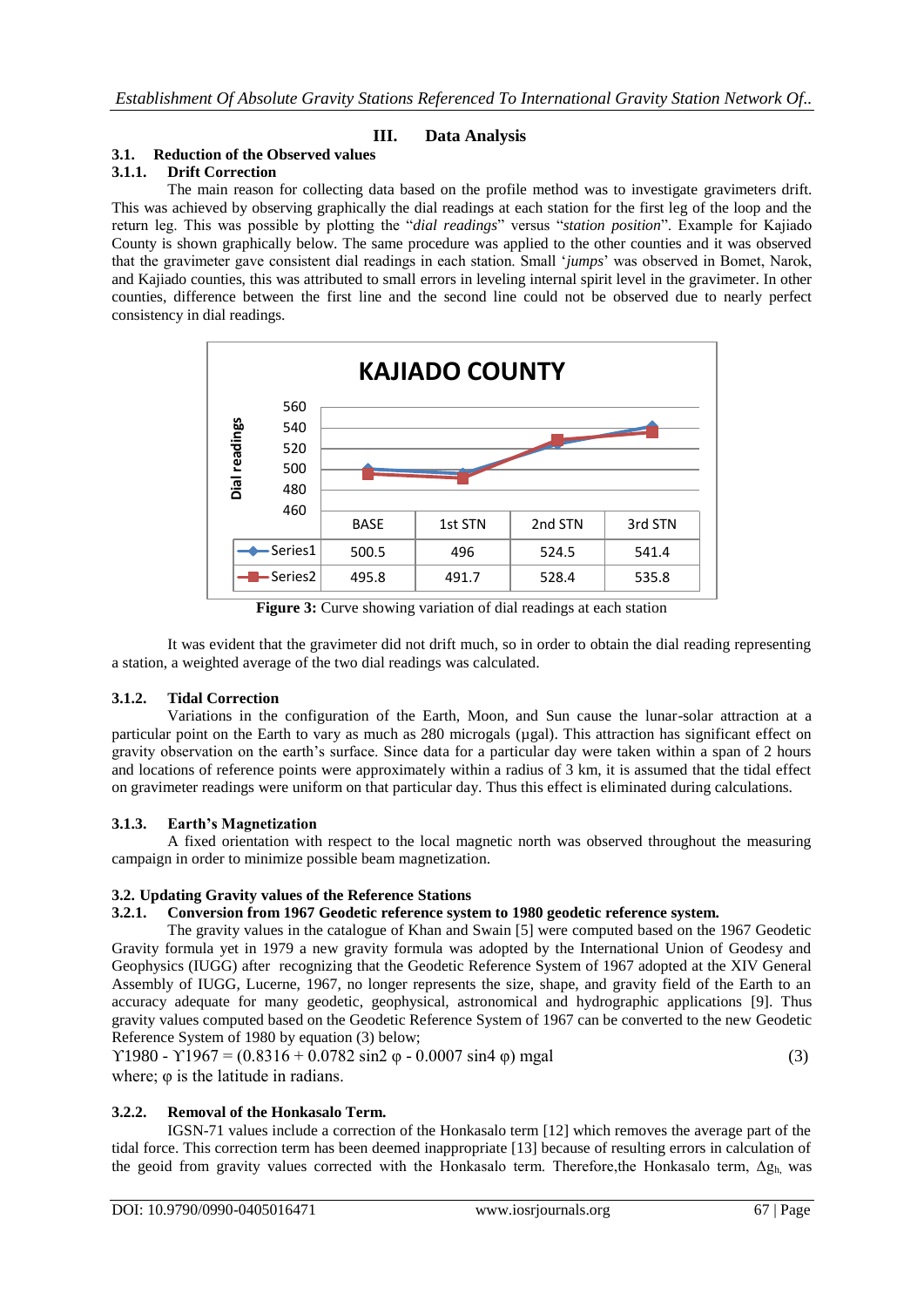## III. Data Analysis

### 3.1. Reduction of the Observed values

#### 3.1.1. Drift Correction

The main reason for collecting data based on the profile method was to investigate gravimeters drift. This was achieved by observing graphically the dial readings at each station for the first leg of the loop and the return leg. This was possible by plotting the "*dial readings*" versus "*station position*". Example for Kajiado County is shown graphically below. The same procedure was applied to the other counties and it was observed that the gravimeter gave consistent dial readings in each station. Small '*jumps*' was observed in Bomet, Narok, and Kajiado counties, this was attributed to small errors in leveling internal spirit level in the gravimeter. In other counties, difference between the first line and the second line could not be observed due to nearly perfect consistency in dial readings.

**KAJIADO COUNTY**

| | BASE | 1st STN | 2nd STN | 3rd STN |
|---|---|---|---|---|
| Series1 | 500.5 | 496 | 524.5 | 541.4 |
| Series2 | 495.8 | 491.7 | 528.4 | 535.8 |

**Figure 3:** Curve showing variation of dial readings at each station

It was evident that the gravimeter did not drift much, so in order to obtain the dial reading representing a station, a weighted average of the two dial readings was calculated.

#### 3.1.2. Tidal Correction

Variations in the configuration of the Earth, Moon, and Sun cause the lunar-solar attraction at a particular point on the Earth to vary as much as 280 microgals (µgal). This attraction has significant effect on gravity observation on the earth's surface. Since data for a particular day were taken within a span of 2 hours and locations of reference points were approximately within a radius of 3 km, it is assumed that the tidal effect on gravimeter readings were uniform on that particular day. Thus this effect is eliminated during calculations.

#### 3.1.3. Earth's Magnetization

A fixed orientation with respect to the local magnetic north was observed throughout the measuring campaign in order to minimize possible beam magnetization.

### 3.2. Updating Gravity values of the Reference Stations

#### 3.2.1. Conversion from 1967 Geodetic reference system to 1980 geodetic reference system.

The gravity values in the catalogue of Khan and Swain [5] were computed based on the 1967 Geodetic Gravity formula yet in 1979 a new gravity formula was adopted by the International Union of Geodesy and Geophysics (IUGG) after recognizing that the Geodetic Reference System of 1967 adopted at the XIV General Assembly of IUGG, Lucerne, 1967, no longer represents the size, shape, and gravity field of the Earth to an accuracy adequate for many geodetic, geophysical, astronomical and hydrographic applications [9]. Thus gravity values computed based on the Geodetic Reference System of 1967 can be converted to the new Geodetic Reference System of 1980 by equation (3) below;

$$\Upsilon 1980 - \Upsilon 1967 = (0.8316 + 0.0782 \sin 2\varphi - 0.0007 \sin 4\varphi) \text{ mgal} \quad (3)$$

where; $\varphi$ is the latitude in radians.

#### 3.2.2. Removal of the Honkasalo Term.

IGSN-71 values include a correction of the Honkasalo term [12] which removes the average part of the tidal force. This correction term has been deemed inappropriate [13] because of resulting errors in calculation of the geoid from gravity values corrected with the Honkasalo term. Therefore,the Honkasalo term, $\Delta g_h$, was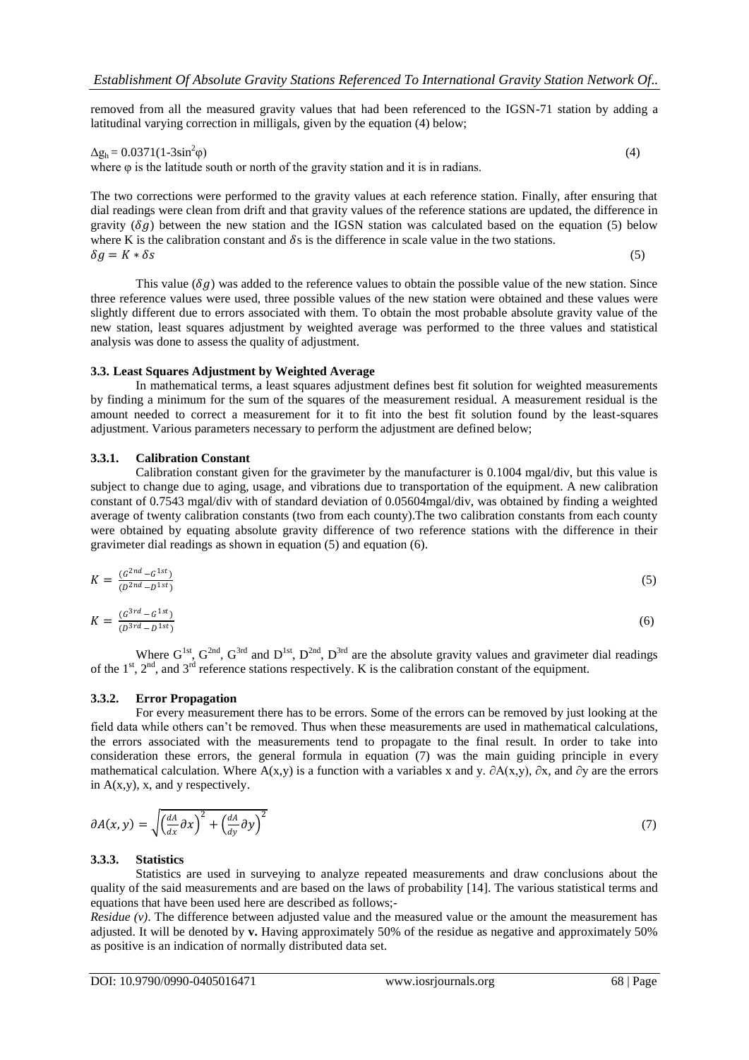removed from all the measured gravity values that had been referenced to the IGSN-71 station by adding a latitudinal varying correction in milligals, given by the equation (4) below;

$$\Delta g_h = 0.0371(1\text{-}3\sin^2\varphi) \quad (4)$$

where φ is the latitude south or north of the gravity station and it is in radians.

The two corrections were performed to the gravity values at each reference station. Finally, after ensuring that dial readings were clean from drift and that gravity values of the reference stations are updated, the difference in gravity ($\delta g$) between the new station and the IGSN station was calculated based on the equation (5) below where K is the calibration constant and $\delta$s is the difference in scale value in the two stations.

$$\delta g = K * \delta s \quad (5)$$

This value ($\delta g$) was added to the reference values to obtain the possible value of the new station. Since three reference values were used, three possible values of the new station were obtained and these values were slightly different due to errors associated with them. To obtain the most probable absolute gravity value of the new station, least squares adjustment by weighted average was performed to the three values and statistical analysis was done to assess the quality of adjustment.

### 3.3. Least Squares Adjustment by Weighted Average

In mathematical terms, a least squares adjustment defines best fit solution for weighted measurements by finding a minimum for the sum of the squares of the measurement residual. A measurement residual is the amount needed to correct a measurement for it to fit into the best fit solution found by the least-squares adjustment. Various parameters necessary to perform the adjustment are defined below;

#### 3.3.1. Calibration Constant

Calibration constant given for the gravimeter by the manufacturer is 0.1004 mgal/div, but this value is subject to change due to aging, usage, and vibrations due to transportation of the equipment. A new calibration constant of 0.7543 mgal/div with of standard deviation of 0.05604mgal/div, was obtained by finding a weighted average of twenty calibration constants (two from each county).The two calibration constants from each county were obtained by equating absolute gravity difference of two reference stations with the difference in their gravimeter dial readings as shown in equation (5) and equation (6).

$$K = \frac{(G^{2nd} - G^{1st})}{(D^{2nd} - D^{1st})} \quad (5)$$

$$K = \frac{(G^{3rd} - G^{1st})}{(D^{3rd} - D^{1st})} \quad (6)$$

Where $G^{1st}$, $G^{2nd}$, $G^{3rd}$ and $D^{1st}$, $D^{2nd}$, $D^{3rd}$ are the absolute gravity values and gravimeter dial readings of the 1st, 2nd, and 3rd reference stations respectively. K is the calibration constant of the equipment.

#### 3.3.2. Error Propagation

For every measurement there has to be errors. Some of the errors can be removed by just looking at the field data while others can't be removed. Thus when these measurements are used in mathematical calculations, the errors associated with the measurements tend to propagate to the final result. In order to take into consideration these errors, the general formula in equation (7) was the main guiding principle in every mathematical calculation. Where A(x,y) is a function with a variables x and y. $\partial A(x,y)$, $\partial x$, and $\partial y$ are the errors in A(x,y), x, and y respectively.

$$\partial A(x,y) = \sqrt{\left(\frac{dA}{dx}\partial x\right)^2 + \left(\frac{dA}{dy}\partial y\right)^2} \quad (7)$$

#### 3.3.3. Statistics

Statistics are used in surveying to analyze repeated measurements and draw conclusions about the quality of the said measurements and are based on the laws of probability [14]. The various statistical terms and equations that have been used here are described as follows;-

*Residue (v)*. The difference between adjusted value and the measured value or the amount the measurement has adjusted. It will be denoted by **v.** Having approximately 50% of the residue as negative and approximately 50% as positive is an indication of normally distributed data set.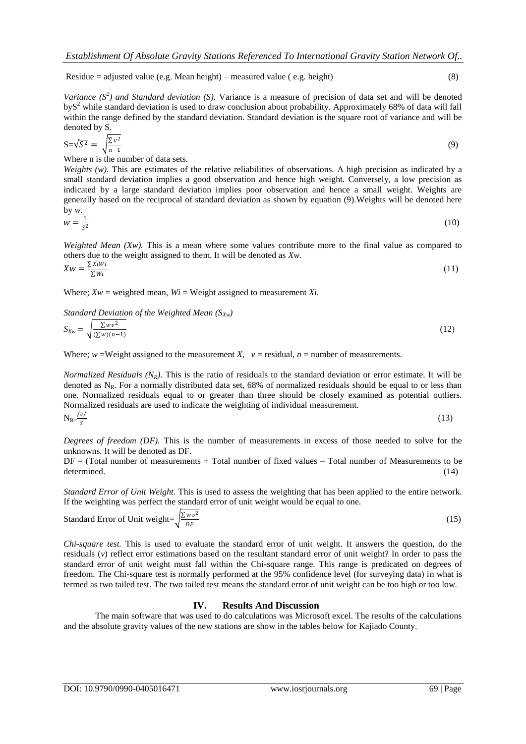Residue = adjusted value (e.g. Mean height) – measured value ( e.g. height) (8)

*Variance ($S^2$) and Standard deviation (S).* Variance is a measure of precision of data set and will be denoted by $S^2$ while standard deviation is used to draw conclusion about probability. Approximately 68% of data will fall within the range defined by the standard deviation. Standard deviation is the square root of variance and will be denoted by S.

$$S=\sqrt{S^2} = \sqrt{\frac{\sum v^2}{n-1}} \tag{9}$$

Where n is the number of data sets.

*Weights (w).* This are estimates of the relative reliabilities of observations. A high precision as indicated by a small standard deviation implies a good observation and hence high weight. Conversely, a low precision as indicated by a large standard deviation implies poor observation and hence a small weight. Weights are generally based on the reciprocal of standard deviation as shown by equation (9).Weights will be denoted here by *w*.

$$w = \frac{1}{S^2} \tag{10}$$

*Weighted Mean (Xw).* This is a mean where some values contribute more to the final value as compared to others due to the weight assigned to them. It will be denoted as *Xw.*

$$Xw = \frac{\sum XiWi}{\sum Wi} \tag{11}$$

Where; $Xw$ = weighted mean, $Wi$ = Weight assigned to measurement $Xi$.

*Standard Deviation of the Weighted Mean ($S_{Xw}$)*

$$S_{Xw} = \sqrt{\frac{\sum wv^2}{(\sum w)(n-1)}} \tag{12}$$

Where; $w$ =Weight assigned to the measurement $X$, $v$ = residual, $n$ = number of measurements.

*Normalized Residuals ($N_R$).* This is the ratio of residuals to the standard deviation or error estimate. It will be denoted as $N_R$. For a normally distributed data set, 68% of normalized residuals should be equal to or less than one. Normalized residuals equal to or greater than three should be closely examined as potential outliers. Normalized residuals are used to indicate the weighting of individual measurement.

$$N_R = \frac{|v|}{S} \tag{13}$$

*Degrees of freedom (DF).* This is the number of measurements in excess of those needed to solve for the unknowns. It will be denoted as DF.

DF = (Total number of measurements + Total number of fixed values – Total number of Measurements to be determined. (14)

*Standard Error of Unit Weight.* This is used to assess the weighting that has been applied to the entire network. If the weighting was perfect the standard error of unit weight would be equal to one.

$$\text{Standard Error of Unit weight}=\sqrt{\frac{\sum wv^2}{DF}} \tag{15}$$

*Chi-square test.* This is used to evaluate the standard error of unit weight. It answers the question, do the residuals (*v*) reflect error estimations based on the resultant standard error of unit weight? In order to pass the standard error of unit weight must fall within the Chi-square range. This range is predicated on degrees of freedom. The Chi-square test is normally performed at the 95% confidence level (for surveying data) in what is termed as two tailed test. The two tailed test means the standard error of unit weight can be too high or too low.

## IV. Results And Discussion

The main software that was used to do calculations was Microsoft excel. The results of the calculations and the absolute gravity values of the new stations are show in the tables below for Kajiado County.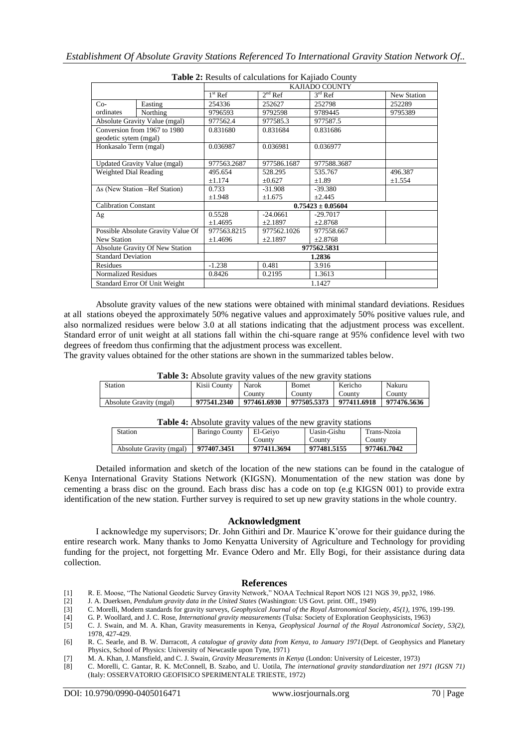**Table 2:** Results of calculations for Kajiado County

| | | KAJIADO COUNTY | | | |
|---|---|---|---|---|---|
| | | 1st Ref | 2nd Ref | 3rd Ref | New Station |
| Co-ordinates | Easting | 254336 | 252627 | 252798 | 252289 |
| | Northing | 9796593 | 9792598 | 9789445 | 9795389 |
| Absolute Gravity Value (mgal) | | 977562.4 | 977585.3 | 977587.5 | |
| Conversion from 1967 to 1980 geodetic sytem (mgal) | | 0.831680 | 0.831684 | 0.831686 | |
| Honkasalo Term (mgal) | | 0.036987 | 0.036981 | 0.036977 | |
| Updated Gravity Value (mgal) | | 977563.2687 | 977586.1687 | 977588.3687 | |
| Weighted Dial Reading | | 495.654 ±1.174 | 528.295 ±0.627 | 535.767 ±1.89 | 496.387 ±1.554 |
| Δs (New Station –Ref Station) | | 0.733 ±1.948 | -31.908 ±1.675 | -39.380 ±2.445 | |
| Calibration Constant | | 0.75423 ± 0.05604 | | | |
| Δg | | 0.5528 ±1.4695 | -24.0661 ±2.1897 | -29.7017 ±2.8768 | |
| Possible Absolute Gravity Value Of New Station | | 977563.8215 ±1.4696 | 977562.1026 ±2.1897 | 977558.667 ±2.8768 | |
| Absolute Gravity Of New Station | | 977562.5831 | | | |
| Standard Deviation | | 1.2836 | | | |
| Residues | | -1.238 | 0.481 | 3.916 | |
| Normalized Residues | | 0.8426 | 0.2195 | 1.3613 | |
| Standard Error Of Unit Weight | | 1.1427 | | | |

Absolute gravity values of the new stations were obtained with minimal standard deviations. Residues at all stations obeyed the approximately 50% negative values and approximately 50% positive values rule, and also normalized residues were below 3.0 at all stations indicating that the adjustment process was excellent. Standard error of unit weight at all stations fall within the chi-square range at 95% confidence level with two degrees of freedom thus confirming that the adjustment process was excellent.

The gravity values obtained for the other stations are shown in the summarized tables below.

**Table 3:** Absolute gravity values of the new gravity stations

| Station | Kisii County | Narok County | Bomet County | Kericho County | Nakuru County |
|---|---|---|---|---|---|
| Absolute Gravity (mgal) | **977541.2340** | **977461.6930** | **977505.5373** | **977411.6918** | **977476.5636** |

**Table 4:** Absolute gravity values of the new gravity stations

| Station | Baringo County | El-Geiyo County | Uasin-Gishu County | Trans-Nzoia County |
|---|---|---|---|---|
| Absolute Gravity (mgal) | **977407.3451** | **977411.3694** | **977481.5155** | **977461.7042** |

Detailed information and sketch of the location of the new stations can be found in the catalogue of Kenya International Gravity Stations Network (KIGSN). Monumentation of the new station was done by cementing a brass disc on the ground. Each brass disc has a code on top (e.g KIGSN 001) to provide extra identification of the new station. Further survey is required to set up new gravity stations in the whole country.

## Acknowledgment

I acknowledge my supervisors; Dr. John Githiri and Dr. Maurice K'orowe for their guidance during the entire research work. Many thanks to Jomo Kenyatta University of Agriculture and Technology for providing funding for the project, not forgetting Mr. Evance Odero and Mr. Elly Bogi, for their assistance during data collection.

## References

[1] R. E. Moose, "The National Geodetic Survey Gravity Network," NOAA Technical Report NOS 121 NGS 39, pp32, 1986.

[2] J. A. Duerksen, *Pendulum gravity data in the United States* (Washington: US Govt. print. Off., 1949)

[3] C. Morelli, Modern standards for gravity surveys, *Geophysical Journal of the Royal Astronomical Society, 45(1)*, 1976, 199-199.

[4] G. P. Woollard, and J. C. Rose, *International gravity measurements* (Tulsa: Society of Exploration Geophysicists, 1963)

[5] C. J. Swain, and M. A. Khan, Gravity measurements in Kenya, *Geophysical Journal of the Royal Astronomical Society, 53(2)*, 1978, 427-429.

[6] R. C. Searle, and B. W. Darracott, *A catalogue of gravity data from Kenya, to January 1971*(Dept. of Geophysics and Planetary Physics, School of Physics: University of Newcastle upon Tyne, 1971)

[7] M. A. Khan, J. Mansfield, and C. J. Swain, *Gravity Measurements in Kenya* (London: University of Leicester, 1973)

[8] C. Morelli, C. Gantar, R. K. McConnell, B. Szabo, and U. Uotila, *The international gravity standardization net 1971 (IGSN 71)* (Italy: OSSERVATORIO GEOFISICO SPERIMENTALE TRIESTE, 1972)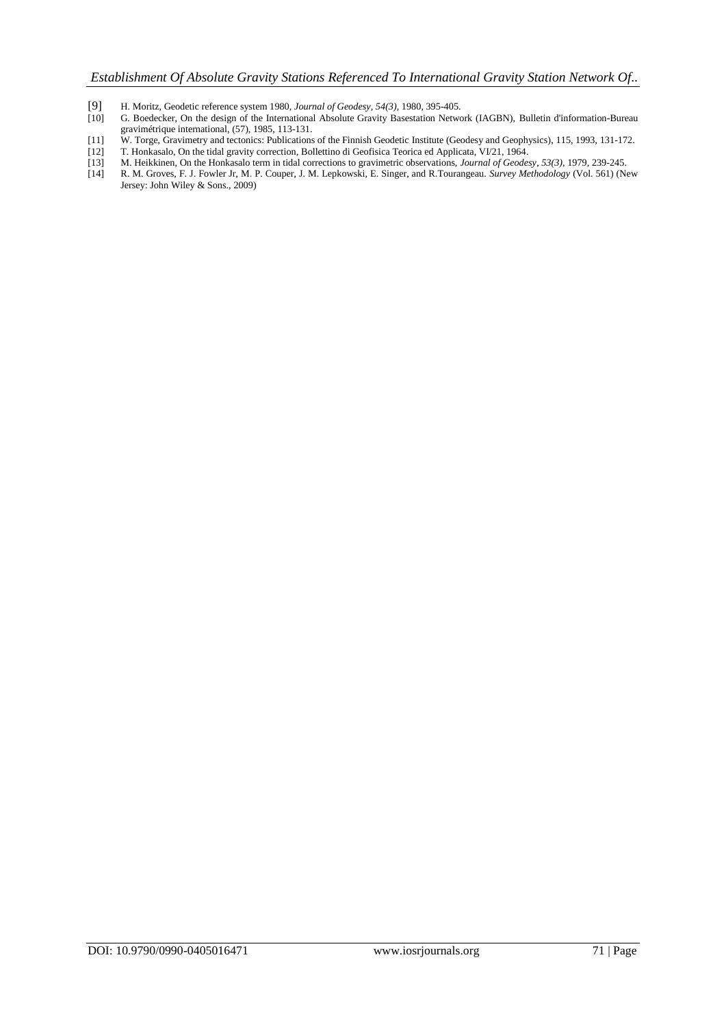[9] H. Moritz, Geodetic reference system 1980, *Journal of Geodesy, 54(3),* 1980, 395-405.

[10] G. Boedecker, On the design of the International Absolute Gravity Basestation Network (IAGBN), Bulletin d'information-Bureau gravimétrique international, (57), 1985, 113-131.

[11] W. Torge, Gravimetry and tectonics: Publications of the Finnish Geodetic Institute (Geodesy and Geophysics), 115, 1993, 131-172.

[12] T. Honkasalo, On the tidal gravity correction, Bollettino di Geofisica Teorica ed Applicata, VI/21, 1964.

[13] M. Heikkinen, On the Honkasalo term in tidal corrections to gravimetric observations, *Journal of Geodesy, 53(3),* 1979, 239-245.

[14] R. M. Groves, F. J. Fowler Jr, M. P. Couper, J. M. Lepkowski, E. Singer, and R.Tourangeau. *Survey Methodology* (Vol. 561) (New Jersey: John Wiley & Sons., 2009)